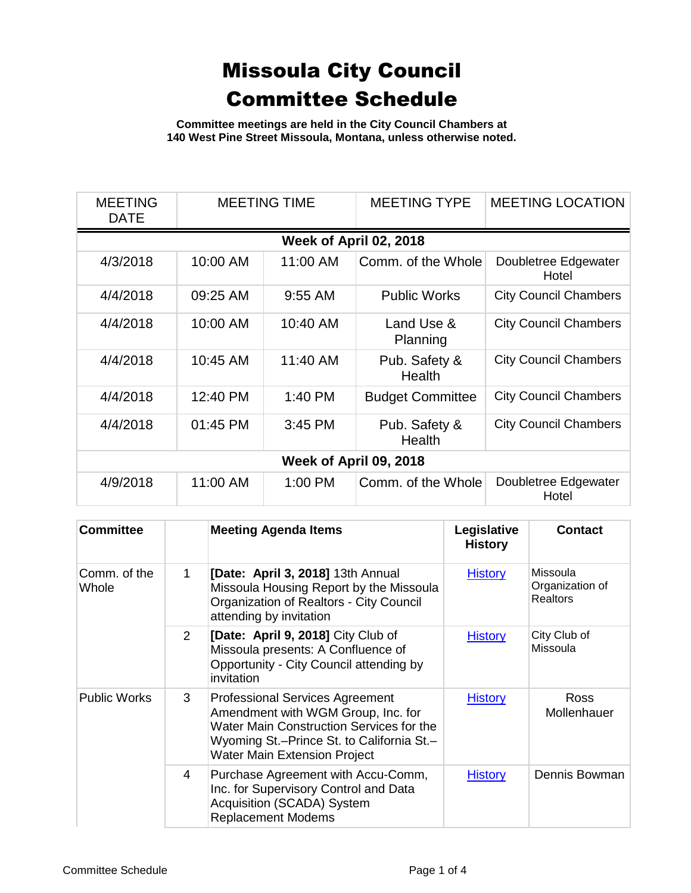# Missoula City Council Committee Schedule

**Committee meetings are held in the City Council Chambers at 140 West Pine Street Missoula, Montana, unless otherwise noted.**

| MEETING DATE | MEETING TIME | | MEETING TYPE | MEETING LOCATION |
|---|---|---|---|---|
| **Week of April 02, 2018** | | | | |
| 4/3/2018 | 10:00 AM | 11:00 AM | Comm. of the Whole | Doubletree Edgewater Hotel |
| 4/4/2018 | 09:25 AM | 9:55 AM | Public Works | City Council Chambers |
| 4/4/2018 | 10:00 AM | 10:40 AM | Land Use & Planning | City Council Chambers |
| 4/4/2018 | 10:45 AM | 11:40 AM | Pub. Safety & Health | City Council Chambers |
| 4/4/2018 | 12:40 PM | 1:40 PM | Budget Committee | City Council Chambers |
| 4/4/2018 | 01:45 PM | 3:45 PM | Pub. Safety & Health | City Council Chambers |
| **Week of April 09, 2018** | | | | |
| 4/9/2018 | 11:00 AM | 1:00 PM | Comm. of the Whole | Doubletree Edgewater Hotel |

| **Committee** | | **Meeting Agenda Items** | **Legislative History** | **Contact** |
|---|---|---|---|---|
| Comm. of the Whole | 1 | **[Date: April 3, 2018]** 13th Annual Missoula Housing Report by the Missoula Organization of Realtors - City Council attending by invitation | History | Missoula Organization of Realtors |
| | 2 | **[Date: April 9, 2018]** City Club of Missoula presents: A Confluence of Opportunity - City Council attending by invitation | History | City Club of Missoula |
| Public Works | 3 | Professional Services Agreement Amendment with WGM Group, Inc. for Water Main Construction Services for the Wyoming St.–Prince St. to California St.–Water Main Extension Project | History | Ross Mollenhauer |
| | 4 | Purchase Agreement with Accu-Comm, Inc. for Supervisory Control and Data Acquisition (SCADA) System Replacement Modems | History | Dennis Bowman |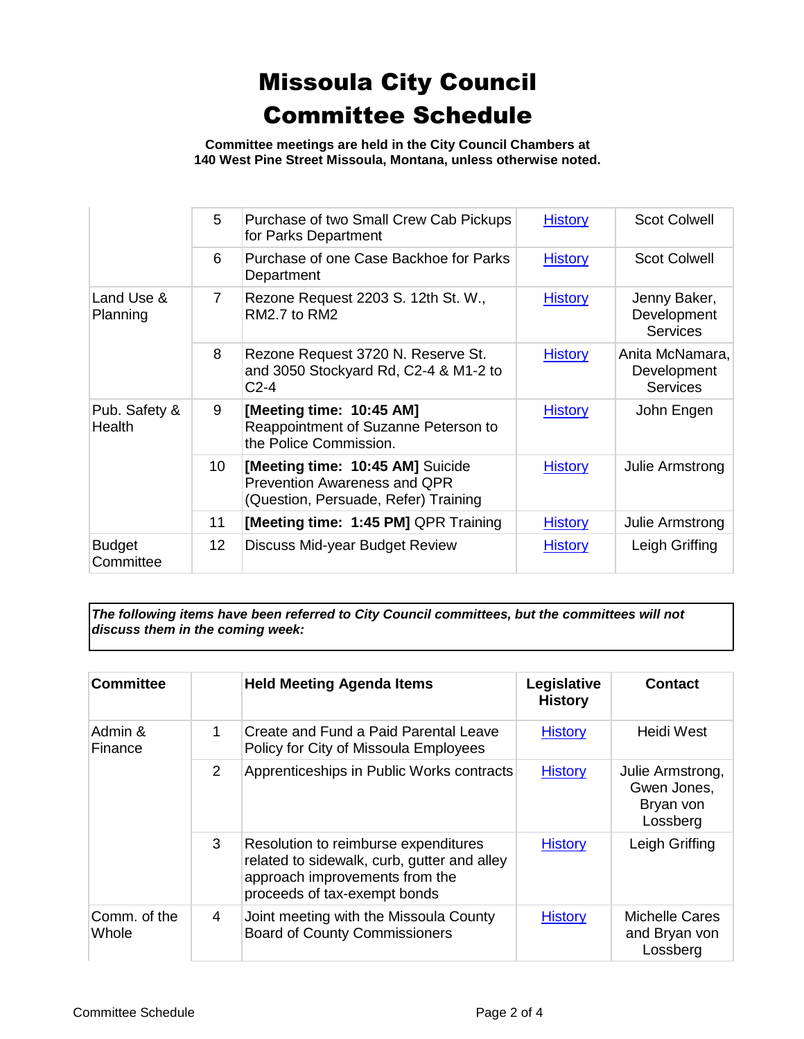# Missoula City Council Committee Schedule

**Committee meetings are held in the City Council Chambers at 140 West Pine Street Missoula, Montana, unless otherwise noted.**

| | | | | |
|---|---|---|---|---|
| | 5 | Purchase of two Small Crew Cab Pickups for Parks Department | History | Scot Colwell |
| | 6 | Purchase of one Case Backhoe for Parks Department | History | Scot Colwell |
| Land Use & Planning | 7 | Rezone Request 2203 S. 12th St. W., RM2.7 to RM2 | History | Jenny Baker, Development Services |
| | 8 | Rezone Request 3720 N. Reserve St. and 3050 Stockyard Rd, C2-4 & M1-2 to C2-4 | History | Anita McNamara, Development Services |
| Pub. Safety & Health | 9 | **[Meeting time: 10:45 AM]** Reappointment of Suzanne Peterson to the Police Commission. | History | John Engen |
| | 10 | **[Meeting time: 10:45 AM]** Suicide Prevention Awareness and QPR (Question, Persuade, Refer) Training | History | Julie Armstrong |
| | 11 | **[Meeting time: 1:45 PM]** QPR Training | History | Julie Armstrong |
| Budget Committee | 12 | Discuss Mid-year Budget Review | History | Leigh Griffing |

***The following items have been referred to City Council committees, but the committees will not discuss them in the coming week:***

| Committee | | Held Meeting Agenda Items | Legislative History | Contact |
|---|---|---|---|---|
| Admin & Finance | 1 | Create and Fund a Paid Parental Leave Policy for City of Missoula Employees | History | Heidi West |
| | 2 | Apprenticeships in Public Works contracts | History | Julie Armstrong, Gwen Jones, Bryan von Lossberg |
| | 3 | Resolution to reimburse expenditures related to sidewalk, curb, gutter and alley approach improvements from the proceeds of tax-exempt bonds | History | Leigh Griffing |
| Comm. of the Whole | 4 | Joint meeting with the Missoula County Board of County Commissioners | History | Michelle Cares and Bryan von Lossberg |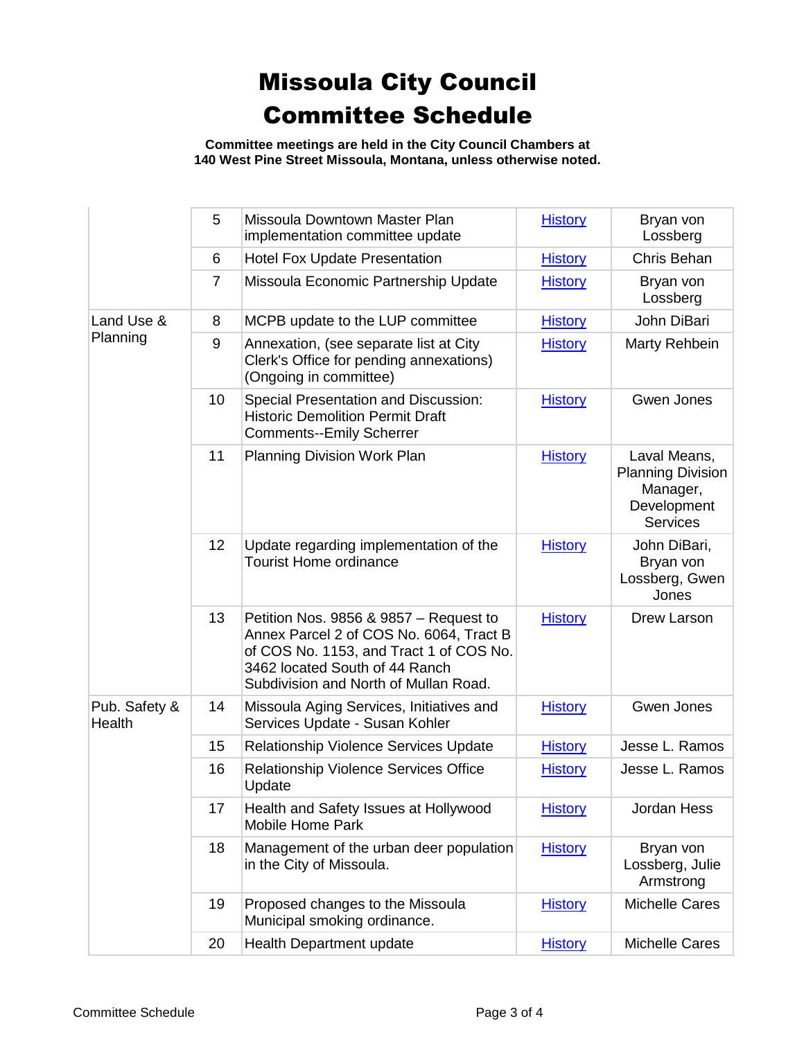# Missoula City Council
# Committee Schedule

**Committee meetings are held in the City Council Chambers at 140 West Pine Street Missoula, Montana, unless otherwise noted.**

| | | | | |
|---|---|---|---|---|
| | 5 | Missoula Downtown Master Plan implementation committee update | History | Bryan von Lossberg |
| | 6 | Hotel Fox Update Presentation | History | Chris Behan |
| | 7 | Missoula Economic Partnership Update | History | Bryan von Lossberg |
| Land Use & Planning | 8 | MCPB update to the LUP committee | History | John DiBari |
| | 9 | Annexation, (see separate list at City Clerk's Office for pending annexations) (Ongoing in committee) | History | Marty Rehbein |
| | 10 | Special Presentation and Discussion: Historic Demolition Permit Draft Comments--Emily Scherrer | History | Gwen Jones |
| | 11 | Planning Division Work Plan | History | Laval Means, Planning Division Manager, Development Services |
| | 12 | Update regarding implementation of the Tourist Home ordinance | History | John DiBari, Bryan von Lossberg, Gwen Jones |
| | 13 | Petition Nos. 9856 & 9857 – Request to Annex Parcel 2 of COS No. 6064, Tract B of COS No. 1153, and Tract 1 of COS No. 3462 located South of 44 Ranch Subdivision and North of Mullan Road. | History | Drew Larson |
| Pub. Safety & Health | 14 | Missoula Aging Services, Initiatives and Services Update - Susan Kohler | History | Gwen Jones |
| | 15 | Relationship Violence Services Update | History | Jesse L. Ramos |
| | 16 | Relationship Violence Services Office Update | History | Jesse L. Ramos |
| | 17 | Health and Safety Issues at Hollywood Mobile Home Park | History | Jordan Hess |
| | 18 | Management of the urban deer population in the City of Missoula. | History | Bryan von Lossberg, Julie Armstrong |
| | 19 | Proposed changes to the Missoula Municipal smoking ordinance. | History | Michelle Cares |
| | 20 | Health Department update | History | Michelle Cares |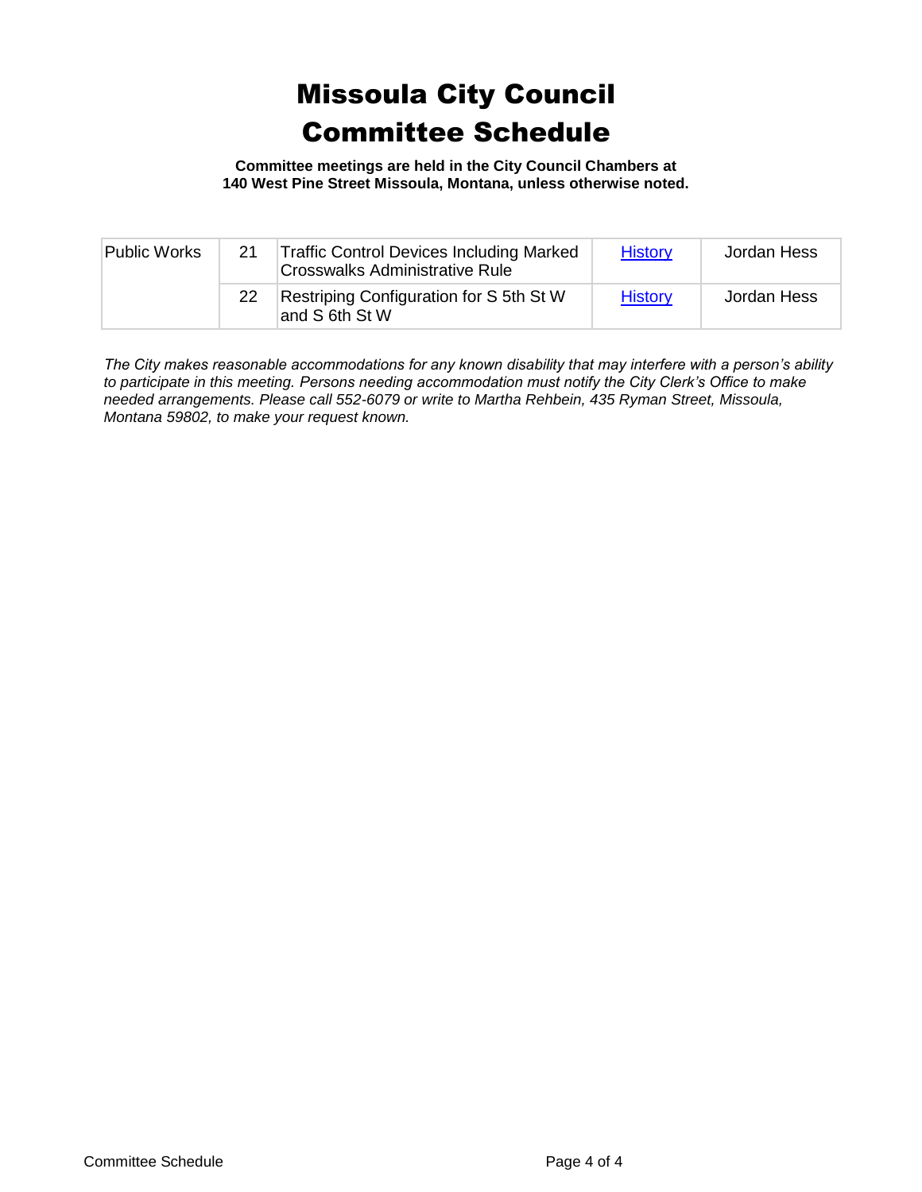# Missoula City Council Committee Schedule

**Committee meetings are held in the City Council Chambers at 140 West Pine Street Missoula, Montana, unless otherwise noted.**

| | | | | |
|---|---|---|---|---|
| Public Works | 21 | Traffic Control Devices Including Marked Crosswalks Administrative Rule | History | Jordan Hess |
| | 22 | Restriping Configuration for S 5th St W and S 6th St W | History | Jordan Hess |

*The City makes reasonable accommodations for any known disability that may interfere with a person's ability to participate in this meeting. Persons needing accommodation must notify the City Clerk's Office to make needed arrangements. Please call 552-6079 or write to Martha Rehbein, 435 Ryman Street, Missoula, Montana 59802, to make your request known.*